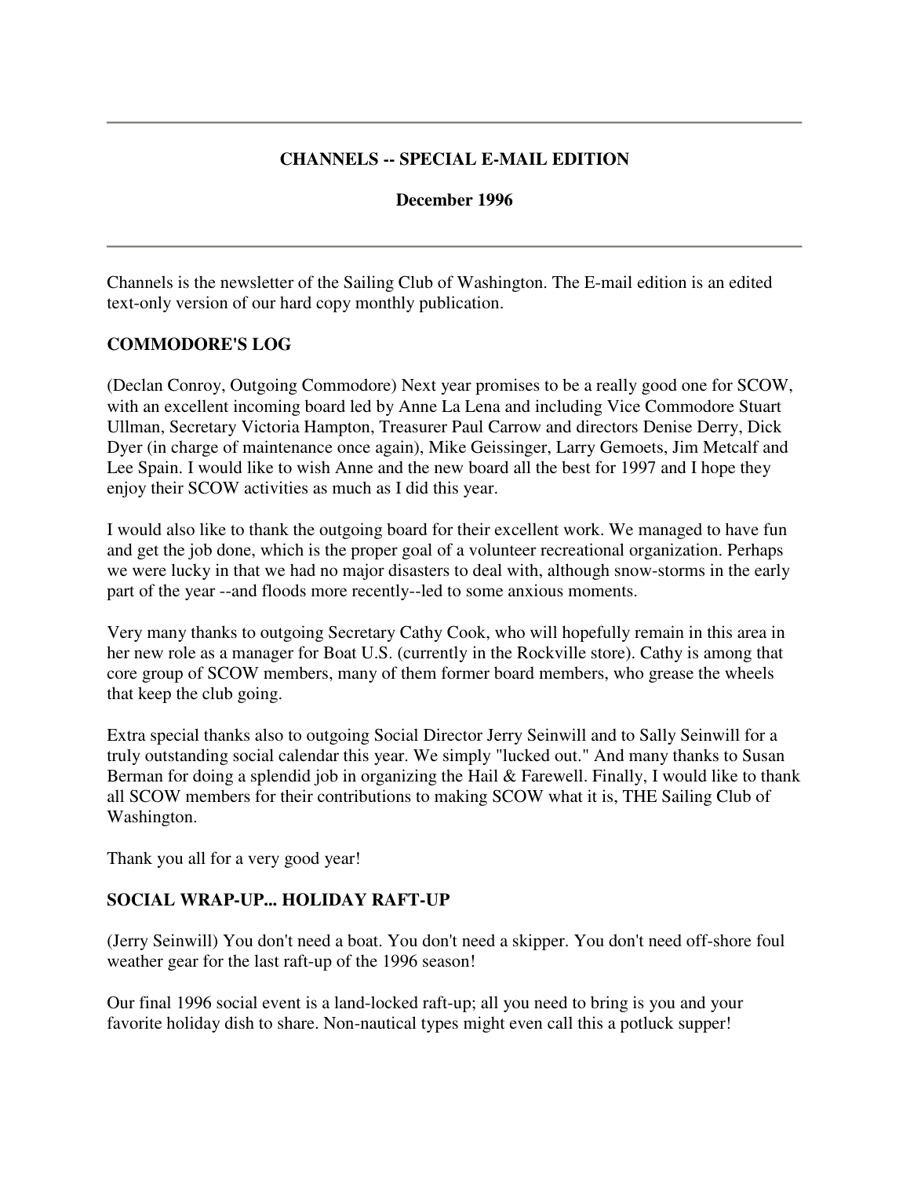---

**CHANNELS -- SPECIAL E-MAIL EDITION**

**December 1996**

---

Channels is the newsletter of the Sailing Club of Washington. The E-mail edition is an edited text-only version of our hard copy monthly publication.

**COMMODORE'S LOG**

(Declan Conroy, Outgoing Commodore) Next year promises to be a really good one for SCOW, with an excellent incoming board led by Anne La Lena and including Vice Commodore Stuart Ullman, Secretary Victoria Hampton, Treasurer Paul Carrow and directors Denise Derry, Dick Dyer (in charge of maintenance once again), Mike Geissinger, Larry Gemoets, Jim Metcalf and Lee Spain. I would like to wish Anne and the new board all the best for 1997 and I hope they enjoy their SCOW activities as much as I did this year.

I would also like to thank the outgoing board for their excellent work. We managed to have fun and get the job done, which is the proper goal of a volunteer recreational organization. Perhaps we were lucky in that we had no major disasters to deal with, although snow-storms in the early part of the year --and floods more recently--led to some anxious moments.

Very many thanks to outgoing Secretary Cathy Cook, who will hopefully remain in this area in her new role as a manager for Boat U.S. (currently in the Rockville store). Cathy is among that core group of SCOW members, many of them former board members, who grease the wheels that keep the club going.

Extra special thanks also to outgoing Social Director Jerry Seinwill and to Sally Seinwill for a truly outstanding social calendar this year. We simply "lucked out." And many thanks to Susan Berman for doing a splendid job in organizing the Hail & Farewell. Finally, I would like to thank all SCOW members for their contributions to making SCOW what it is, THE Sailing Club of Washington.

Thank you all for a very good year!

**SOCIAL WRAP-UP... HOLIDAY RAFT-UP**

(Jerry Seinwill) You don't need a boat. You don't need a skipper. You don't need off-shore foul weather gear for the last raft-up of the 1996 season!

Our final 1996 social event is a land-locked raft-up; all you need to bring is you and your favorite holiday dish to share. Non-nautical types might even call this a potluck supper!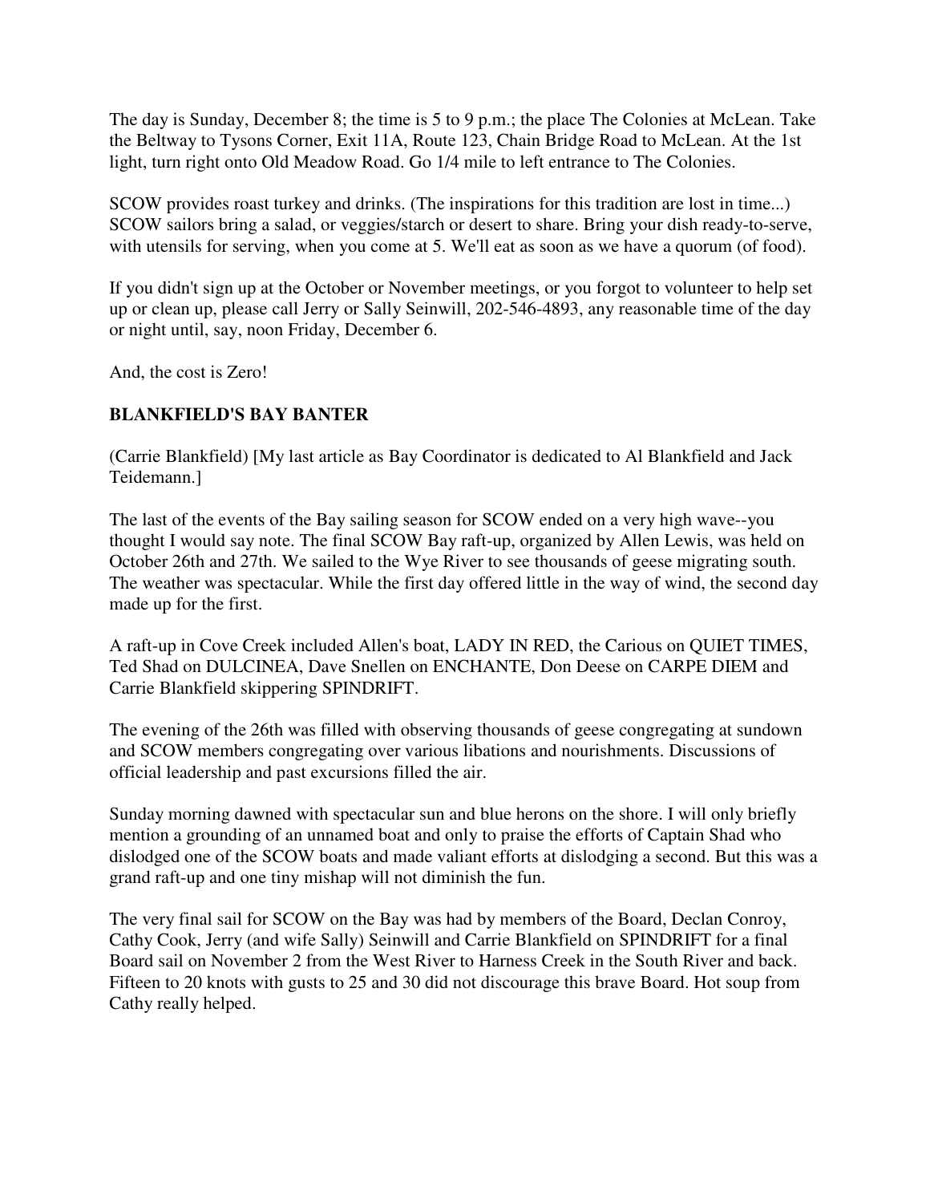The day is Sunday, December 8; the time is 5 to 9 p.m.; the place The Colonies at McLean. Take the Beltway to Tysons Corner, Exit 11A, Route 123, Chain Bridge Road to McLean. At the 1st light, turn right onto Old Meadow Road. Go 1/4 mile to left entrance to The Colonies.

SCOW provides roast turkey and drinks. (The inspirations for this tradition are lost in time...) SCOW sailors bring a salad, or veggies/starch or desert to share. Bring your dish ready-to-serve, with utensils for serving, when you come at 5. We'll eat as soon as we have a quorum (of food).

If you didn't sign up at the October or November meetings, or you forgot to volunteer to help set up or clean up, please call Jerry or Sally Seinwill, 202-546-4893, any reasonable time of the day or night until, say, noon Friday, December 6.

And, the cost is Zero!

**BLANKFIELD'S BAY BANTER**

(Carrie Blankfield) [My last article as Bay Coordinator is dedicated to Al Blankfield and Jack Teidemann.]

The last of the events of the Bay sailing season for SCOW ended on a very high wave--you thought I would say note. The final SCOW Bay raft-up, organized by Allen Lewis, was held on October 26th and 27th. We sailed to the Wye River to see thousands of geese migrating south. The weather was spectacular. While the first day offered little in the way of wind, the second day made up for the first.

A raft-up in Cove Creek included Allen's boat, LADY IN RED, the Carious on QUIET TIMES, Ted Shad on DULCINEA, Dave Snellen on ENCHANTE, Don Deese on CARPE DIEM and Carrie Blankfield skippering SPINDRIFT.

The evening of the 26th was filled with observing thousands of geese congregating at sundown and SCOW members congregating over various libations and nourishments. Discussions of official leadership and past excursions filled the air.

Sunday morning dawned with spectacular sun and blue herons on the shore. I will only briefly mention a grounding of an unnamed boat and only to praise the efforts of Captain Shad who dislodged one of the SCOW boats and made valiant efforts at dislodging a second. But this was a grand raft-up and one tiny mishap will not diminish the fun.

The very final sail for SCOW on the Bay was had by members of the Board, Declan Conroy, Cathy Cook, Jerry (and wife Sally) Seinwill and Carrie Blankfield on SPINDRIFT for a final Board sail on November 2 from the West River to Harness Creek in the South River and back. Fifteen to 20 knots with gusts to 25 and 30 did not discourage this brave Board. Hot soup from Cathy really helped.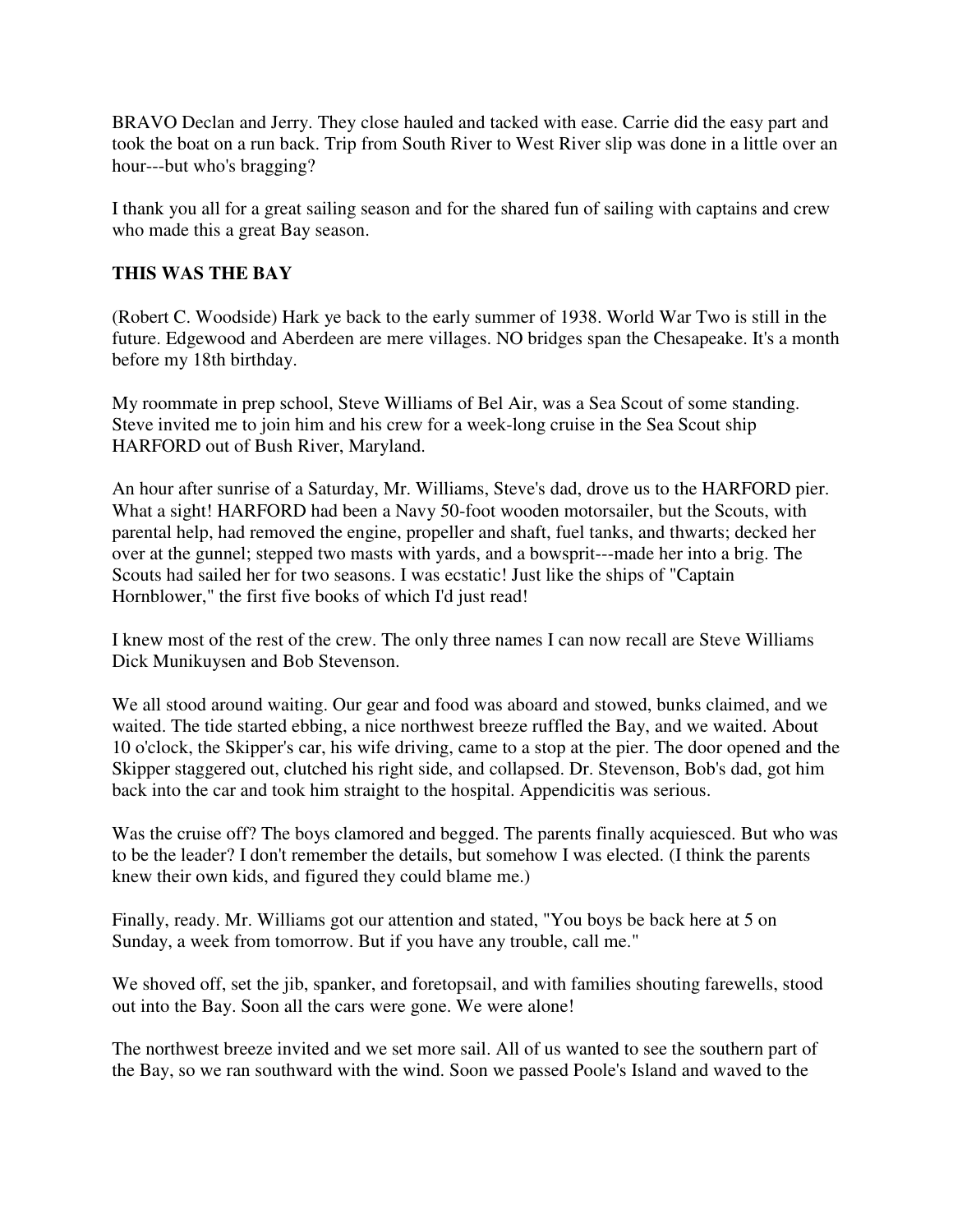BRAVO Declan and Jerry. They close hauled and tacked with ease. Carrie did the easy part and took the boat on a run back. Trip from South River to West River slip was done in a little over an hour---but who's bragging?

I thank you all for a great sailing season and for the shared fun of sailing with captains and crew who made this a great Bay season.

**THIS WAS THE BAY**

(Robert C. Woodside) Hark ye back to the early summer of 1938. World War Two is still in the future. Edgewood and Aberdeen are mere villages. NO bridges span the Chesapeake. It's a month before my 18th birthday.

My roommate in prep school, Steve Williams of Bel Air, was a Sea Scout of some standing. Steve invited me to join him and his crew for a week-long cruise in the Sea Scout ship HARFORD out of Bush River, Maryland.

An hour after sunrise of a Saturday, Mr. Williams, Steve's dad, drove us to the HARFORD pier. What a sight! HARFORD had been a Navy 50-foot wooden motorsailer, but the Scouts, with parental help, had removed the engine, propeller and shaft, fuel tanks, and thwarts; decked her over at the gunnel; stepped two masts with yards, and a bowsprit---made her into a brig. The Scouts had sailed her for two seasons. I was ecstatic! Just like the ships of "Captain Hornblower," the first five books of which I'd just read!

I knew most of the rest of the crew. The only three names I can now recall are Steve Williams Dick Munikuysen and Bob Stevenson.

We all stood around waiting. Our gear and food was aboard and stowed, bunks claimed, and we waited. The tide started ebbing, a nice northwest breeze ruffled the Bay, and we waited. About 10 o'clock, the Skipper's car, his wife driving, came to a stop at the pier. The door opened and the Skipper staggered out, clutched his right side, and collapsed. Dr. Stevenson, Bob's dad, got him back into the car and took him straight to the hospital. Appendicitis was serious.

Was the cruise off? The boys clamored and begged. The parents finally acquiesced. But who was to be the leader? I don't remember the details, but somehow I was elected. (I think the parents knew their own kids, and figured they could blame me.)

Finally, ready. Mr. Williams got our attention and stated, "You boys be back here at 5 on Sunday, a week from tomorrow. But if you have any trouble, call me."

We shoved off, set the jib, spanker, and foretopsail, and with families shouting farewells, stood out into the Bay. Soon all the cars were gone. We were alone!

The northwest breeze invited and we set more sail. All of us wanted to see the southern part of the Bay, so we ran southward with the wind. Soon we passed Poole's Island and waved to the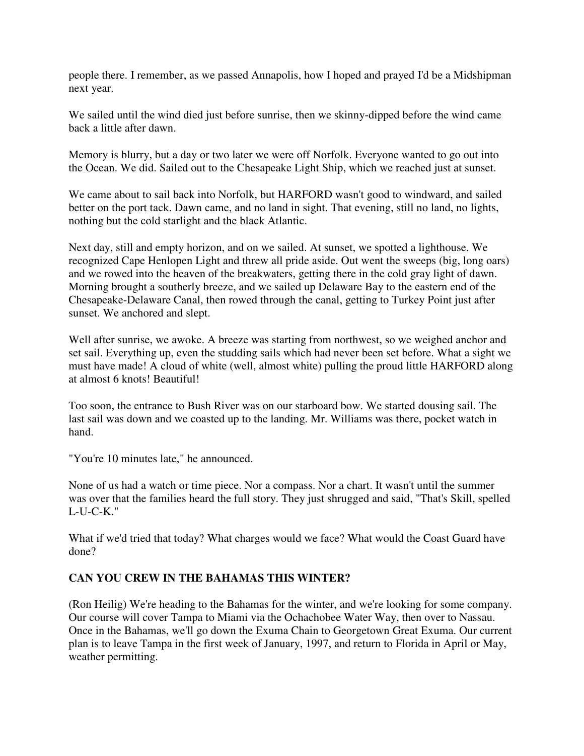people there. I remember, as we passed Annapolis, how I hoped and prayed I'd be a Midshipman next year.

We sailed until the wind died just before sunrise, then we skinny-dipped before the wind came back a little after dawn.

Memory is blurry, but a day or two later we were off Norfolk. Everyone wanted to go out into the Ocean. We did. Sailed out to the Chesapeake Light Ship, which we reached just at sunset.

We came about to sail back into Norfolk, but HARFORD wasn't good to windward, and sailed better on the port tack. Dawn came, and no land in sight. That evening, still no land, no lights, nothing but the cold starlight and the black Atlantic.

Next day, still and empty horizon, and on we sailed. At sunset, we spotted a lighthouse. We recognized Cape Henlopen Light and threw all pride aside. Out went the sweeps (big, long oars) and we rowed into the heaven of the breakwaters, getting there in the cold gray light of dawn. Morning brought a southerly breeze, and we sailed up Delaware Bay to the eastern end of the Chesapeake-Delaware Canal, then rowed through the canal, getting to Turkey Point just after sunset. We anchored and slept.

Well after sunrise, we awoke. A breeze was starting from northwest, so we weighed anchor and set sail. Everything up, even the studding sails which had never been set before. What a sight we must have made! A cloud of white (well, almost white) pulling the proud little HARFORD along at almost 6 knots! Beautiful!

Too soon, the entrance to Bush River was on our starboard bow. We started dousing sail. The last sail was down and we coasted up to the landing. Mr. Williams was there, pocket watch in hand.

"You're 10 minutes late," he announced.

None of us had a watch or time piece. Nor a compass. Nor a chart. It wasn't until the summer was over that the families heard the full story. They just shrugged and said, "That's Skill, spelled L-U-C-K."

What if we'd tried that today? What charges would we face? What would the Coast Guard have done?

**CAN YOU CREW IN THE BAHAMAS THIS WINTER?**

(Ron Heilig) We're heading to the Bahamas for the winter, and we're looking for some company. Our course will cover Tampa to Miami via the Ochachobee Water Way, then over to Nassau. Once in the Bahamas, we'll go down the Exuma Chain to Georgetown Great Exuma. Our current plan is to leave Tampa in the first week of January, 1997, and return to Florida in April or May, weather permitting.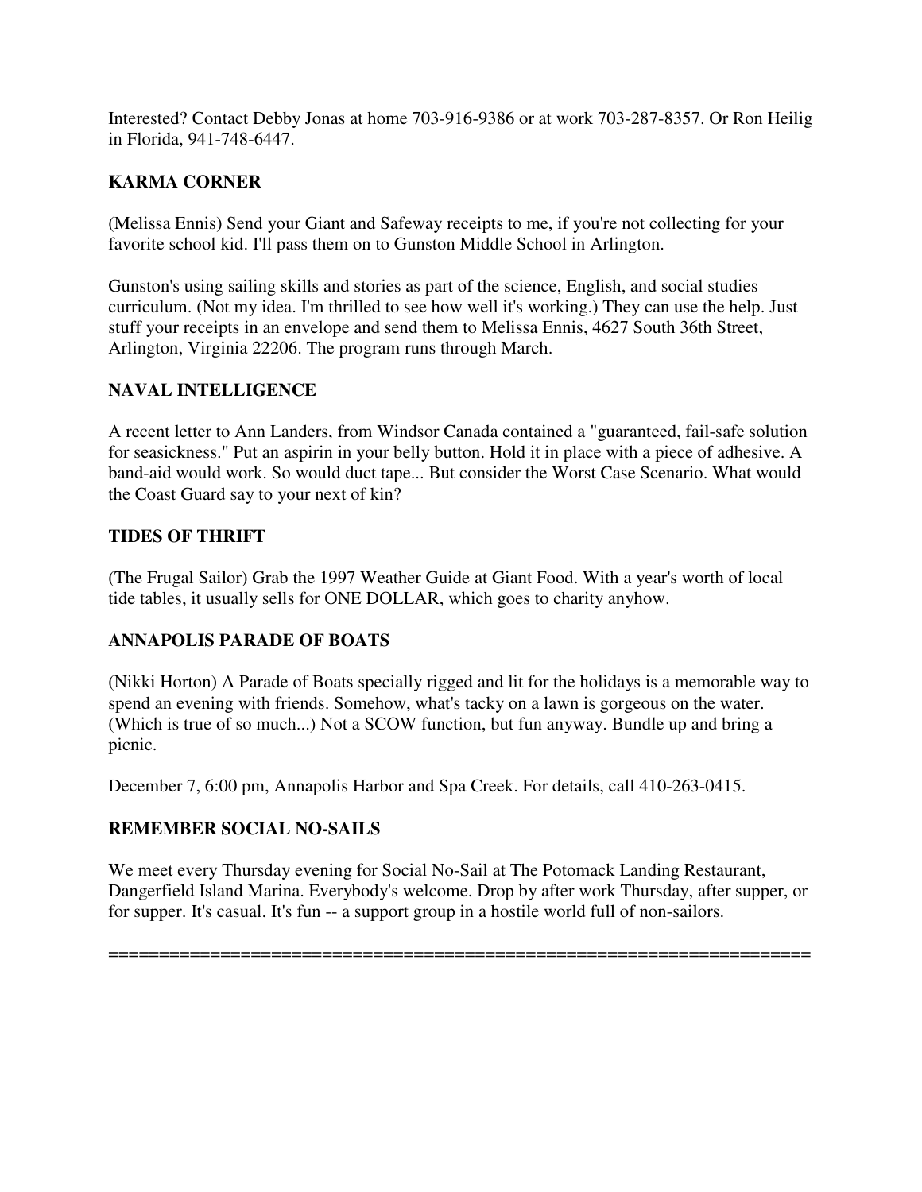Interested? Contact Debby Jonas at home 703-916-9386 or at work 703-287-8357. Or Ron Heilig in Florida, 941-748-6447.

**KARMA CORNER**

(Melissa Ennis) Send your Giant and Safeway receipts to me, if you're not collecting for your favorite school kid. I'll pass them on to Gunston Middle School in Arlington.

Gunston's using sailing skills and stories as part of the science, English, and social studies curriculum. (Not my idea. I'm thrilled to see how well it's working.) They can use the help. Just stuff your receipts in an envelope and send them to Melissa Ennis, 4627 South 36th Street, Arlington, Virginia 22206. The program runs through March.

**NAVAL INTELLIGENCE**

A recent letter to Ann Landers, from Windsor Canada contained a "guaranteed, fail-safe solution for seasickness." Put an aspirin in your belly button. Hold it in place with a piece of adhesive. A band-aid would work. So would duct tape... But consider the Worst Case Scenario. What would the Coast Guard say to your next of kin?

**TIDES OF THRIFT**

(The Frugal Sailor) Grab the 1997 Weather Guide at Giant Food. With a year's worth of local tide tables, it usually sells for ONE DOLLAR, which goes to charity anyhow.

**ANNAPOLIS PARADE OF BOATS**

(Nikki Horton) A Parade of Boats specially rigged and lit for the holidays is a memorable way to spend an evening with friends. Somehow, what's tacky on a lawn is gorgeous on the water. (Which is true of so much...) Not a SCOW function, but fun anyway. Bundle up and bring a picnic.

December 7, 6:00 pm, Annapolis Harbor and Spa Creek. For details, call 410-263-0415.

**REMEMBER SOCIAL NO-SAILS**

We meet every Thursday evening for Social No-Sail at The Potomack Landing Restaurant, Dangerfield Island Marina. Everybody's welcome. Drop by after work Thursday, after supper, or for supper. It's casual. It's fun -- a support group in a hostile world full of non-sailors.

======================================================================